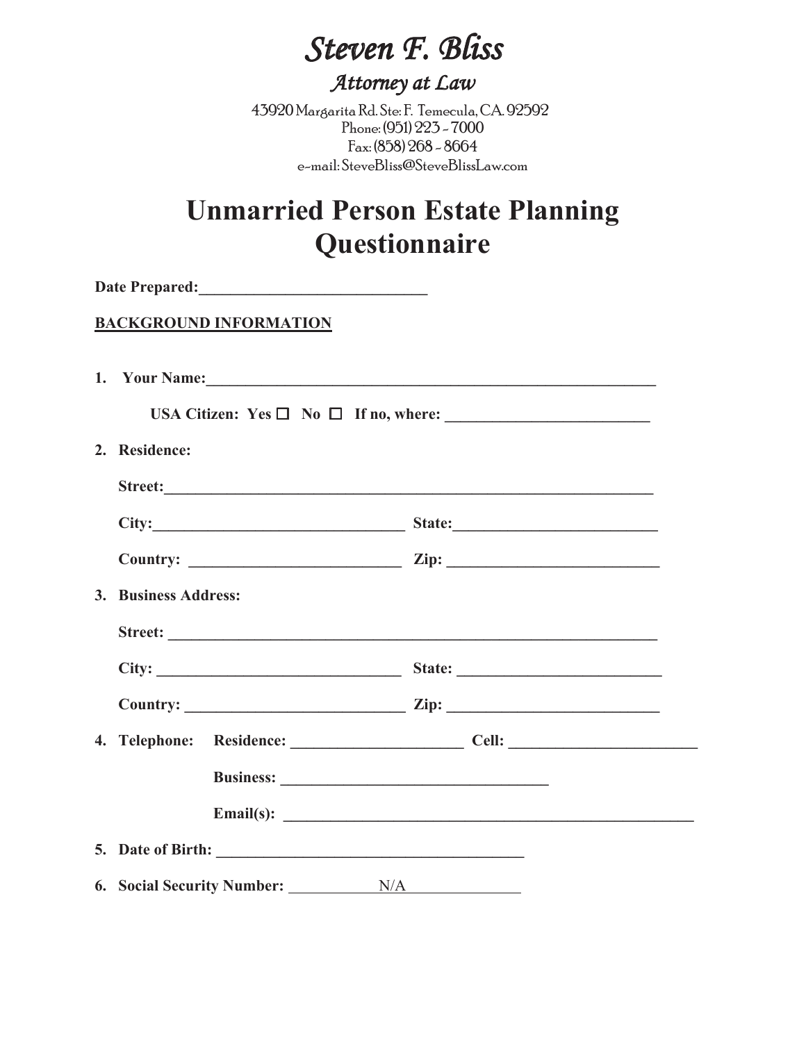*Steven F. Bliss*

*Attorney at Law*

43920 Margarita Rd. Ste: F. Temecula, CA. 92592
Phone: (951) 223 - 7000
Fax: (858) 268 - 8664
e-mail: SteveBliss@SteveBlissLaw.com

# Unmarried Person Estate Planning Questionnaire

**Date Prepared:**______________________________

**BACKGROUND INFORMATION**

1. **Your Name:**____________________________________________________________

   **USA Citizen: Yes ☐ No ☐ If no, where:** __________________________

2. **Residence:**

   **Street:**______________________________________________________________

   **City:**________________________________ **State:**__________________________

   **Country:** ___________________________ **Zip:** ___________________________

3. **Business Address:**

   **Street:** ______________________________________________________________

   **City:** _______________________________ **State:** __________________________

   **Country:** ____________________________ **Zip:** ___________________________

4. **Telephone:** **Residence:** ______________________ **Cell:** ________________________

   **Business:** __________________________________

   **Email(s):** _____________________________________________________

5. **Date of Birth:** ________________________________________

6. **Social Security Number:** ___________N/A______________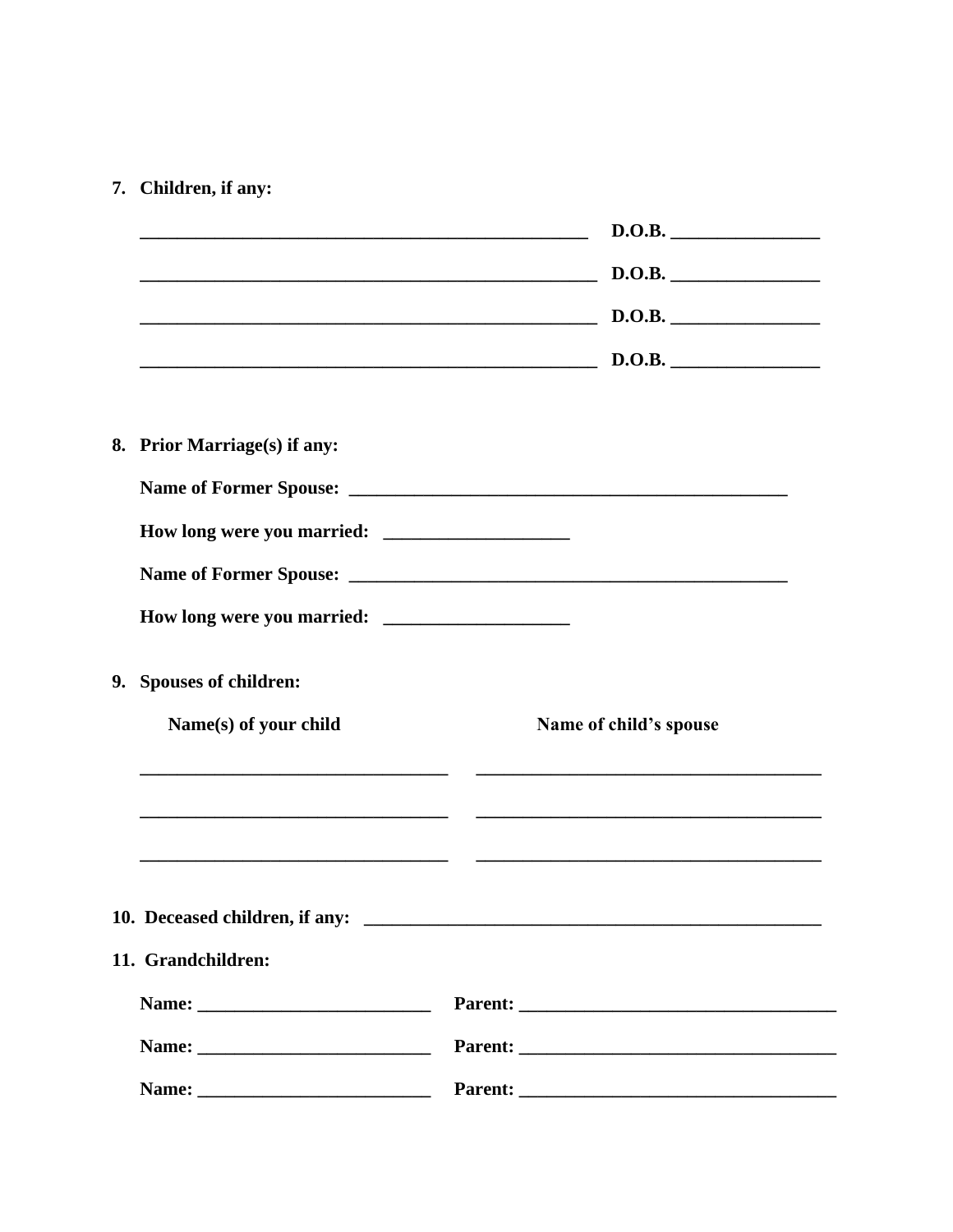7. **Children, if any:**

   ______________________________________________ **D.O.B.** _______________

   ______________________________________________ **D.O.B.** _______________

   ______________________________________________ **D.O.B.** _______________

   ______________________________________________ **D.O.B.** _______________

8. **Prior Marriage(s) if any:**

   **Name of Former Spouse:** _____________________________________________

   **How long were you married:** ___________________

   **Name of Former Spouse:** _____________________________________________

   **How long were you married:** ___________________

9. **Spouses of children:**

| Name(s) of your child | Name of child's spouse |
| --- | --- |
| ______________________________ | ___________________________________ |
| ______________________________ | ___________________________________ |
| ______________________________ | ___________________________________ |

10. **Deceased children, if any:** _____________________________________________

11. **Grandchildren:**

    **Name:** _______________________ **Parent:** _______________________________

    **Name:** _______________________ **Parent:** _______________________________

    **Name:** _______________________ **Parent:** _______________________________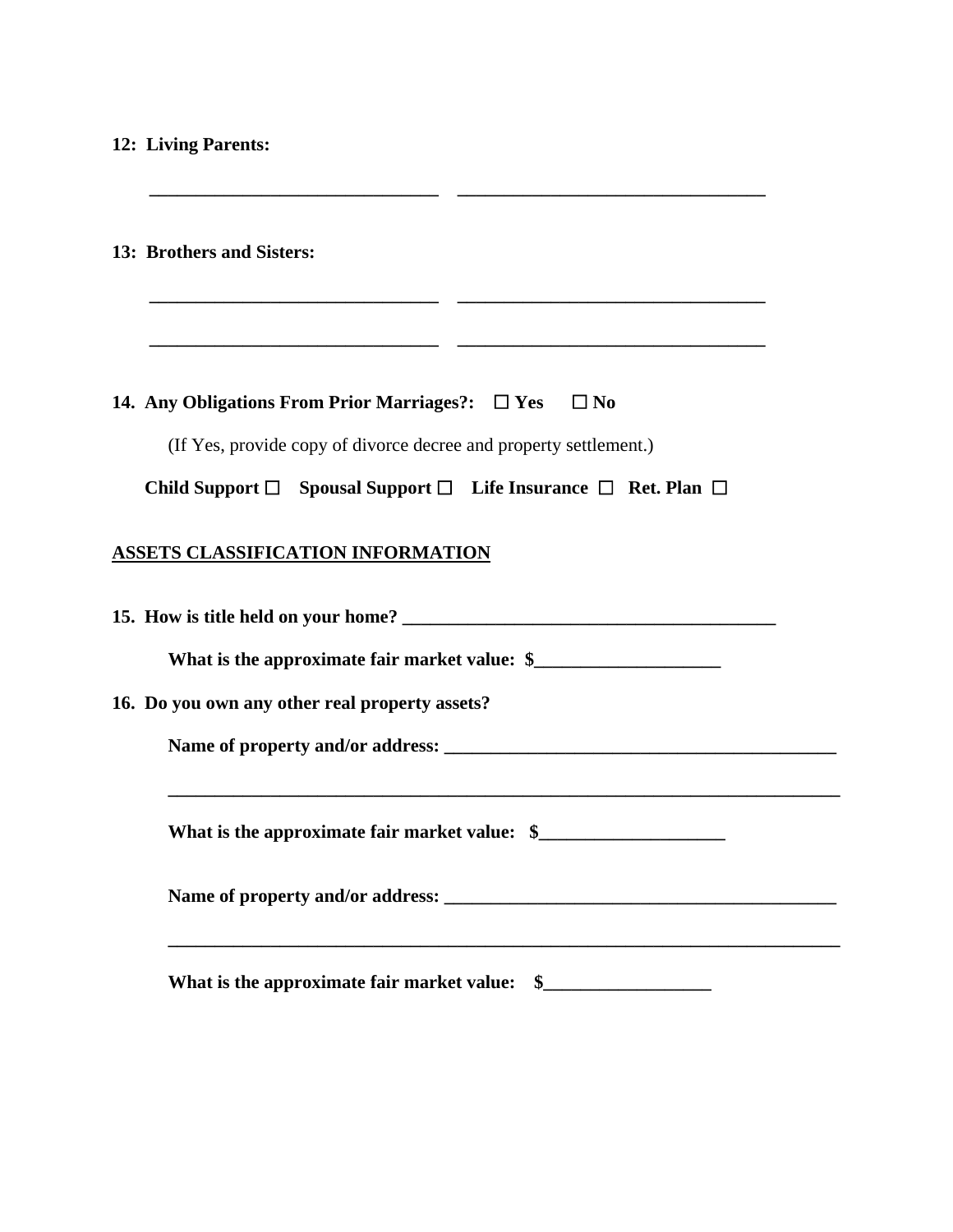**12: Living Parents:**

_______________________________ _________________________________

**13: Brothers and Sisters:**

_______________________________ _________________________________

_______________________________ _________________________________

**14. Any Obligations From Prior Marriages?: ☐ Yes ☐ No**

(If Yes, provide copy of divorce decree and property settlement.)

**Child Support ☐ Spousal Support ☐ Life Insurance ☐ Ret. Plan ☐**

**ASSETS CLASSIFICATION INFORMATION**

**15. How is title held on your home? ________________________________________**

**What is the approximate fair market value: $____________________**

**16. Do you own any other real property assets?**

**Name of property and/or address: __________________________________________**

__________________________________________________________________________

**What is the approximate fair market value: $____________________**

**Name of property and/or address: __________________________________________**

__________________________________________________________________________

**What is the approximate fair market value: $__________________**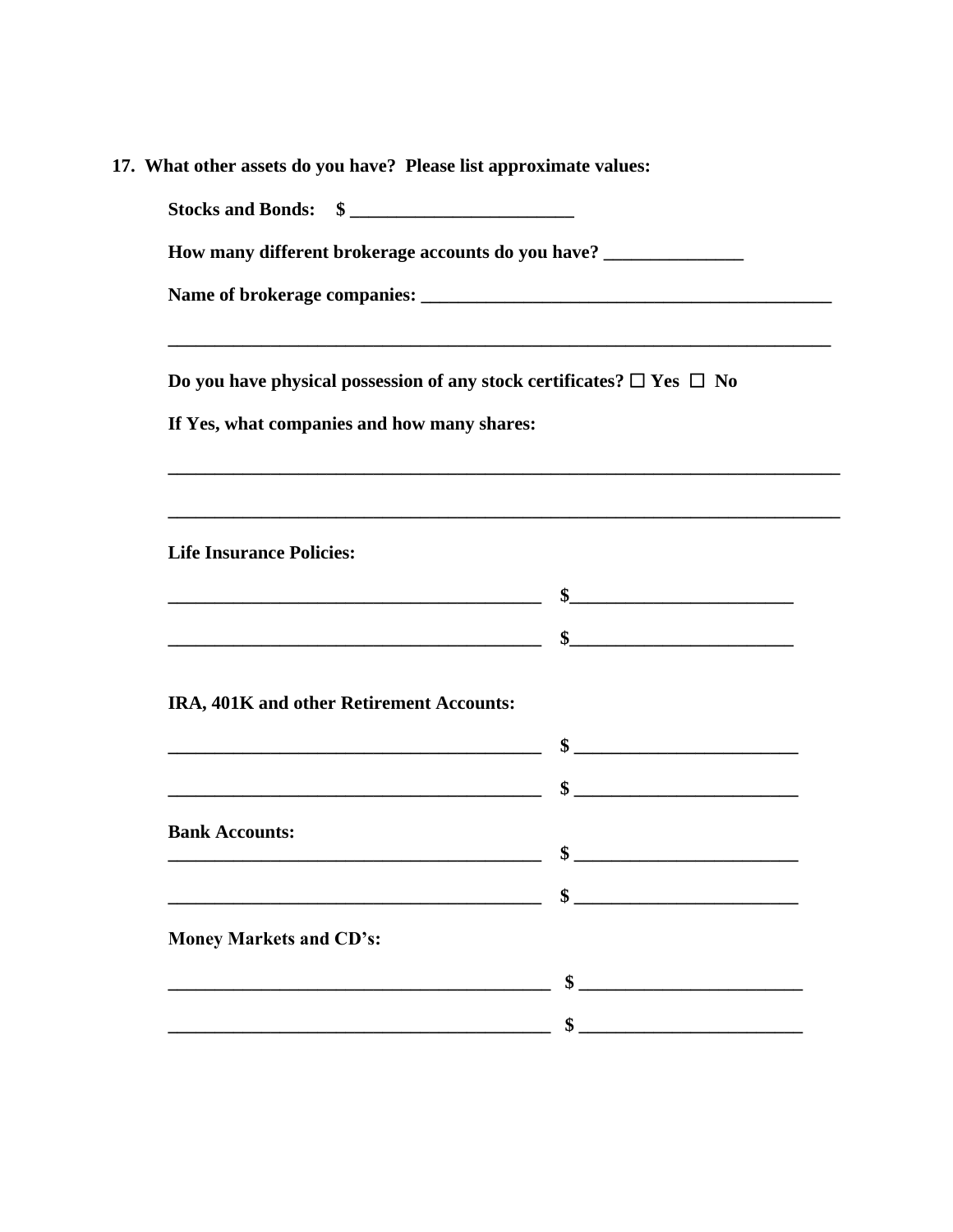**17. What other assets do you have? Please list approximate values:**

**Stocks and Bonds: $ ________________________**

**How many different brokerage accounts do you have? _______________**

**Name of brokerage companies: _____________________________________________**

**__________________________________________________________________________**

**Do you have physical possession of any stock certificates? ☐ Yes ☐ No**

**If Yes, what companies and how many shares:**

**__________________________________________________________________________**

**__________________________________________________________________________**

**Life Insurance Policies:**

**_________________________________________ $________________________**

**_________________________________________ $________________________**

**IRA, 401K and other Retirement Accounts:**

**_________________________________________ $ ________________________**

**_________________________________________ $ ________________________**

**Bank Accounts:**

**_________________________________________ $ ________________________**

**_________________________________________ $ ________________________**

**Money Markets and CD's:**

**__________________________________________ $ ________________________**

**__________________________________________ $ ________________________**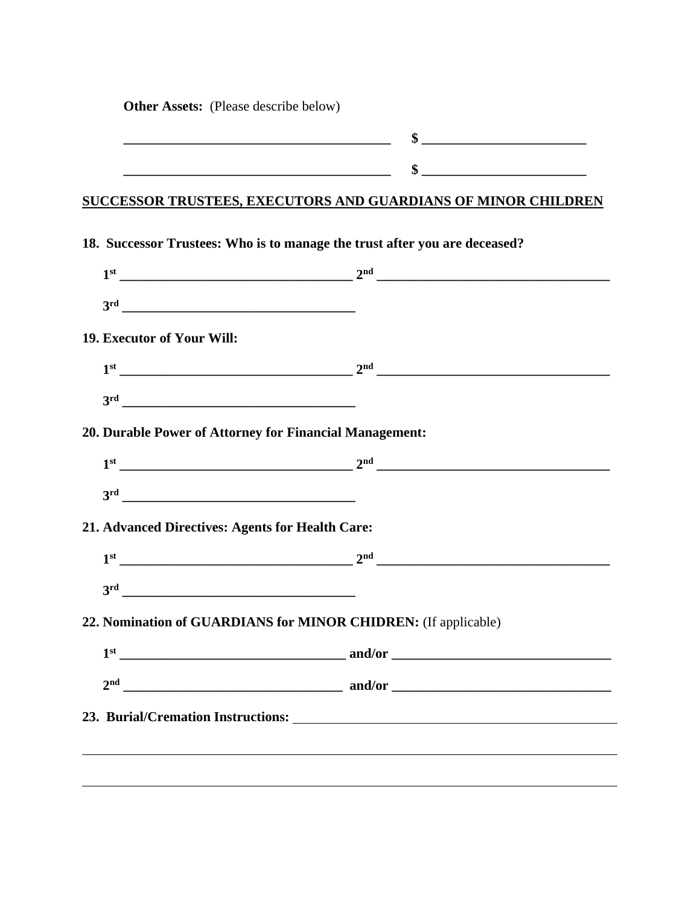**Other Assets:** (Please describe below)

_______________________________________ $ ________________________

_______________________________________ $ ________________________

**SUCCESSOR TRUSTEES, EXECUTORS AND GUARDIANS OF MINOR CHILDREN**

**18. Successor Trustees: Who is to manage the trust after you are deceased?**

**1st __________________________________ 2nd __________________________________**

**3rd __________________________________**

**19. Executor of Your Will:**

**1st __________________________________ 2nd __________________________________**

**3rd __________________________________**

**20. Durable Power of Attorney for Financial Management:**

**1st __________________________________ 2nd __________________________________**

**3rd __________________________________**

**21. Advanced Directives: Agents for Health Care:**

**1st __________________________________ 2nd __________________________________**

**3rd __________________________________**

**22. Nomination of GUARDIANS for MINOR CHIDREN:** (If applicable)

**1st ________________________________ and/or ________________________________**

**2nd ________________________________ and/or ________________________________**

**23. Burial/Cremation Instructions:** ______________________________________________

______________________________________________________________________________

______________________________________________________________________________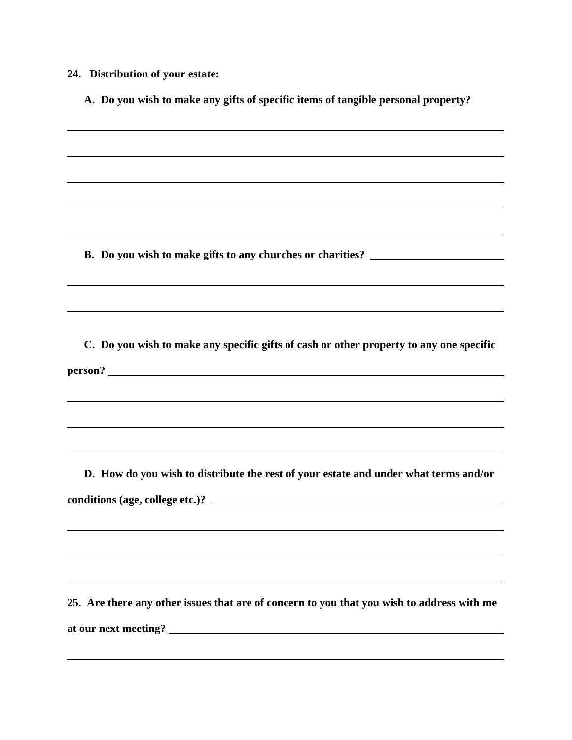**24. Distribution of your estate:**

**A. Do you wish to make any gifts of specific items of tangible personal property?**

______________________________________________________________________________

______________________________________________________________________________

______________________________________________________________________________

______________________________________________________________________________

______________________________________________________________________________

**B. Do you wish to make gifts to any churches or charities?** ____________________

______________________________________________________________________________

______________________________________________________________________________

**C. Do you wish to make any specific gifts of cash or other property to any one specific person?** ____________________________________________________________

______________________________________________________________________________

______________________________________________________________________________

______________________________________________________________________________

**D. How do you wish to distribute the rest of your estate and under what terms and/or conditions (age, college etc.)?** ______________________________________________

______________________________________________________________________________

______________________________________________________________________________

______________________________________________________________________________

**25. Are there any other issues that are of concern to you that you wish to address with me at our next meeting?** ______________________________________________________

______________________________________________________________________________